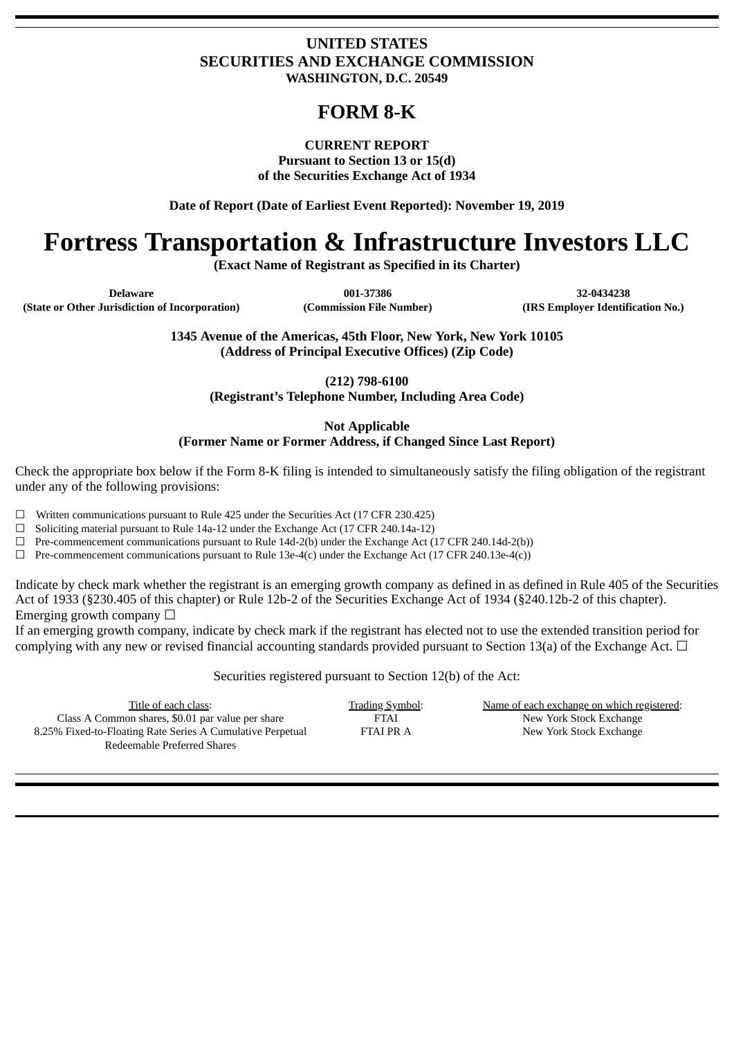**UNITED STATES**
**SECURITIES AND EXCHANGE COMMISSION**
**WASHINGTON, D.C. 20549**

# FORM 8-K

**CURRENT REPORT**
**Pursuant to Section 13 or 15(d)**
**of the Securities Exchange Act of 1934**

**Date of Report (Date of Earliest Event Reported): November 19, 2019**

# Fortress Transportation & Infrastructure Investors LLC

**(Exact Name of Registrant as Specified in its Charter)**

| Delaware | 001-37386 | 32-0434238 |
|---|---|---|
| (State or Other Jurisdiction of Incorporation) | (Commission File Number) | (IRS Employer Identification No.) |

**1345 Avenue of the Americas, 45th Floor, New York, New York 10105**
**(Address of Principal Executive Offices) (Zip Code)**

**(212) 798-6100**
**(Registrant's Telephone Number, Including Area Code)**

**Not Applicable**
**(Former Name or Former Address, if Changed Since Last Report)**

Check the appropriate box below if the Form 8-K filing is intended to simultaneously satisfy the filing obligation of the registrant under any of the following provisions:

☐ Written communications pursuant to Rule 425 under the Securities Act (17 CFR 230.425)
☐ Soliciting material pursuant to Rule 14a-12 under the Exchange Act (17 CFR 240.14a-12)
☐ Pre-commencement communications pursuant to Rule 14d-2(b) under the Exchange Act (17 CFR 240.14d-2(b))
☐ Pre-commencement communications pursuant to Rule 13e-4(c) under the Exchange Act (17 CFR 240.13e-4(c))

Indicate by check mark whether the registrant is an emerging growth company as defined in as defined in Rule 405 of the Securities Act of 1933 (§230.405 of this chapter) or Rule 12b-2 of the Securities Exchange Act of 1934 (§240.12b-2 of this chapter).
Emerging growth company ☐
If an emerging growth company, indicate by check mark if the registrant has elected not to use the extended transition period for complying with any new or revised financial accounting standards provided pursuant to Section 13(a) of the Exchange Act. ☐

Securities registered pursuant to Section 12(b) of the Act:

| Title of each class: | Trading Symbol: | Name of each exchange on which registered: |
|---|---|---|
| Class A Common shares, $0.01 par value per share | FTAI | New York Stock Exchange |
| 8.25% Fixed-to-Floating Rate Series A Cumulative Perpetual Redeemable Preferred Shares | FTAI PR A | New York Stock Exchange |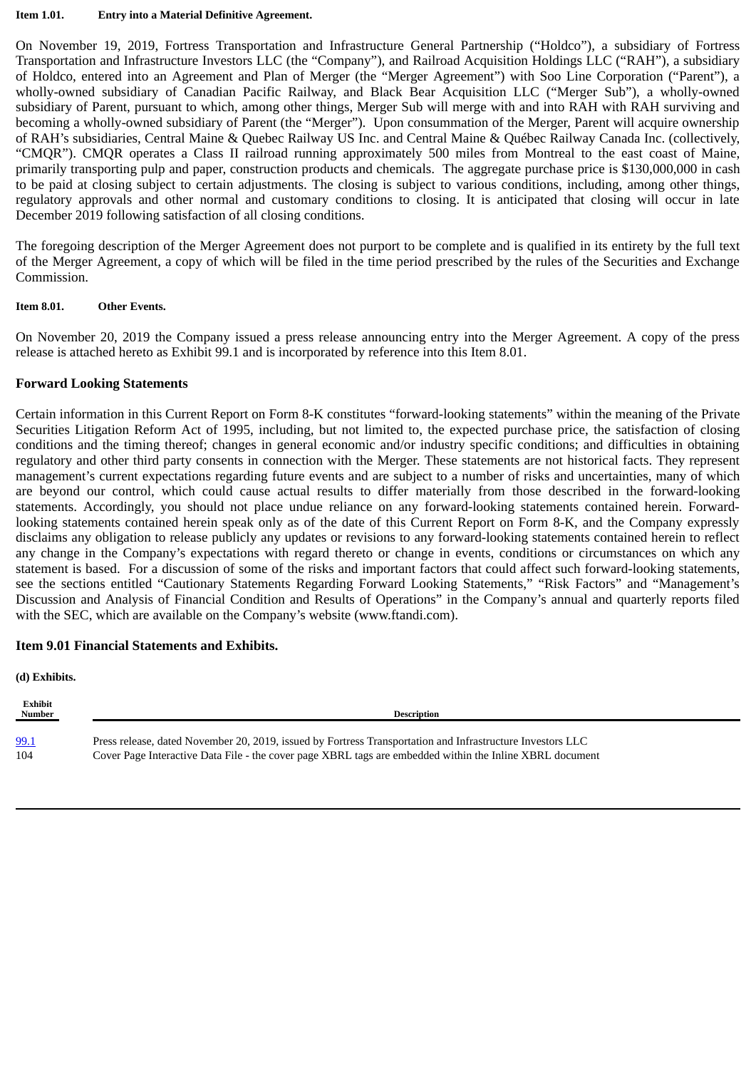**Item 1.01. Entry into a Material Definitive Agreement.**

On November 19, 2019, Fortress Transportation and Infrastructure General Partnership ("Holdco"), a subsidiary of Fortress Transportation and Infrastructure Investors LLC (the "Company"), and Railroad Acquisition Holdings LLC ("RAH"), a subsidiary of Holdco, entered into an Agreement and Plan of Merger (the "Merger Agreement") with Soo Line Corporation ("Parent"), a wholly-owned subsidiary of Canadian Pacific Railway, and Black Bear Acquisition LLC ("Merger Sub"), a wholly-owned subsidiary of Parent, pursuant to which, among other things, Merger Sub will merge with and into RAH with RAH surviving and becoming a wholly-owned subsidiary of Parent (the "Merger"). Upon consummation of the Merger, Parent will acquire ownership of RAH's subsidiaries, Central Maine & Quebec Railway US Inc. and Central Maine & Québec Railway Canada Inc. (collectively, "CMQR"). CMQR operates a Class II railroad running approximately 500 miles from Montreal to the east coast of Maine, primarily transporting pulp and paper, construction products and chemicals. The aggregate purchase price is $130,000,000 in cash to be paid at closing subject to certain adjustments. The closing is subject to various conditions, including, among other things, regulatory approvals and other normal and customary conditions to closing. It is anticipated that closing will occur in late December 2019 following satisfaction of all closing conditions.

The foregoing description of the Merger Agreement does not purport to be complete and is qualified in its entirety by the full text of the Merger Agreement, a copy of which will be filed in the time period prescribed by the rules of the Securities and Exchange Commission.

**Item 8.01. Other Events.**

On November 20, 2019 the Company issued a press release announcing entry into the Merger Agreement. A copy of the press release is attached hereto as Exhibit 99.1 and is incorporated by reference into this Item 8.01.

## Forward Looking Statements

Certain information in this Current Report on Form 8-K constitutes "forward-looking statements" within the meaning of the Private Securities Litigation Reform Act of 1995, including, but not limited to, the expected purchase price, the satisfaction of closing conditions and the timing thereof; changes in general economic and/or industry specific conditions; and difficulties in obtaining regulatory and other third party consents in connection with the Merger. These statements are not historical facts. They represent management's current expectations regarding future events and are subject to a number of risks and uncertainties, many of which are beyond our control, which could cause actual results to differ materially from those described in the forward-looking statements. Accordingly, you should not place undue reliance on any forward-looking statements contained herein. Forward-looking statements contained herein speak only as of the date of this Current Report on Form 8-K, and the Company expressly disclaims any obligation to release publicly any updates or revisions to any forward-looking statements contained herein to reflect any change in the Company's expectations with regard thereto or change in events, conditions or circumstances on which any statement is based. For a discussion of some of the risks and important factors that could affect such forward-looking statements, see the sections entitled "Cautionary Statements Regarding Forward Looking Statements," "Risk Factors" and "Management's Discussion and Analysis of Financial Condition and Results of Operations" in the Company's annual and quarterly reports filed with the SEC, which are available on the Company's website (www.ftandi.com).

## Item 9.01 Financial Statements and Exhibits.

**(d) Exhibits.**

| Exhibit Number | Description |
|---|---|
| 99.1 | Press release, dated November 20, 2019, issued by Fortress Transportation and Infrastructure Investors LLC |
| 104 | Cover Page Interactive Data File - the cover page XBRL tags are embedded within the Inline XBRL document |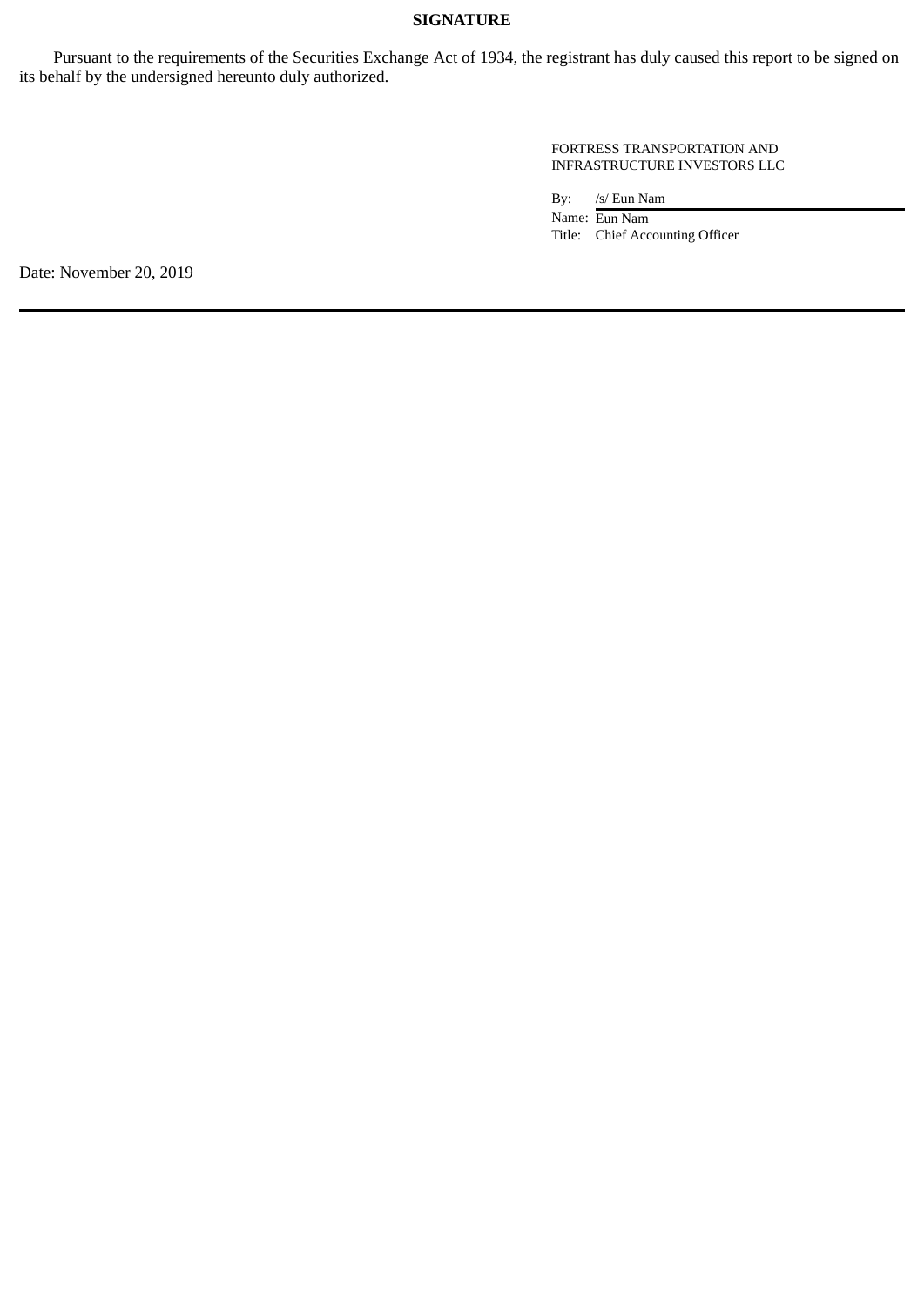## SIGNATURE

Pursuant to the requirements of the Securities Exchange Act of 1934, the registrant has duly caused this report to be signed on its behalf by the undersigned hereunto duly authorized.

FORTRESS TRANSPORTATION AND INFRASTRUCTURE INVESTORS LLC

By: /s/ Eun Nam

Name: Eun Nam

Title: Chief Accounting Officer

Date: November 20, 2019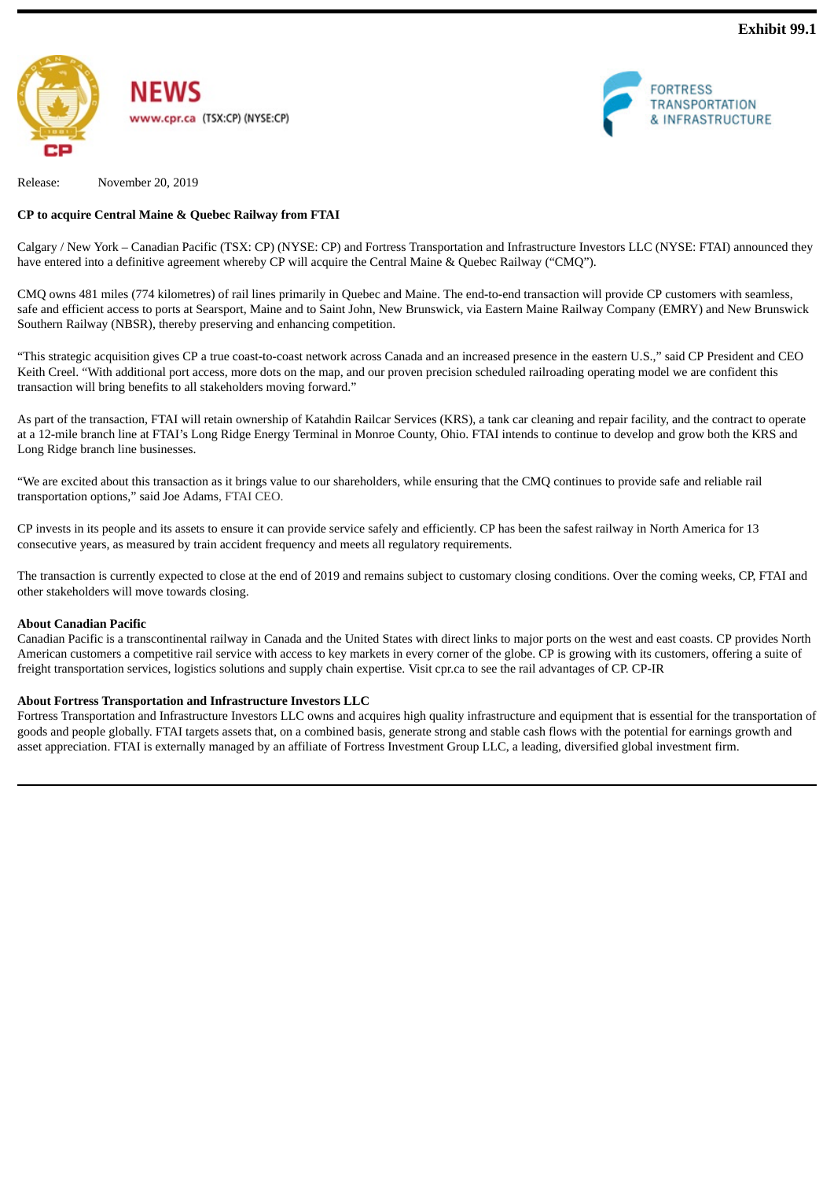**Exhibit 99.1**

**NEWS**

www.cpr.ca (TSX:CP) (NYSE:CP)

FORTRESS TRANSPORTATION & INFRASTRUCTURE

Release: November 20, 2019

**CP to acquire Central Maine & Quebec Railway from FTAI**

Calgary / New York – Canadian Pacific (TSX: CP) (NYSE: CP) and Fortress Transportation and Infrastructure Investors LLC (NYSE: FTAI) announced they have entered into a definitive agreement whereby CP will acquire the Central Maine & Quebec Railway ("CMQ").

CMQ owns 481 miles (774 kilometres) of rail lines primarily in Quebec and Maine. The end-to-end transaction will provide CP customers with seamless, safe and efficient access to ports at Searsport, Maine and to Saint John, New Brunswick, via Eastern Maine Railway Company (EMRY) and New Brunswick Southern Railway (NBSR), thereby preserving and enhancing competition.

"This strategic acquisition gives CP a true coast-to-coast network across Canada and an increased presence in the eastern U.S.," said CP President and CEO Keith Creel. "With additional port access, more dots on the map, and our proven precision scheduled railroading operating model we are confident this transaction will bring benefits to all stakeholders moving forward."

As part of the transaction, FTAI will retain ownership of Katahdin Railcar Services (KRS), a tank car cleaning and repair facility, and the contract to operate at a 12-mile branch line at FTAI's Long Ridge Energy Terminal in Monroe County, Ohio. FTAI intends to continue to develop and grow both the KRS and Long Ridge branch line businesses.

"We are excited about this transaction as it brings value to our shareholders, while ensuring that the CMQ continues to provide safe and reliable rail transportation options," said Joe Adams, FTAI CEO.

CP invests in its people and its assets to ensure it can provide service safely and efficiently. CP has been the safest railway in North America for 13 consecutive years, as measured by train accident frequency and meets all regulatory requirements.

The transaction is currently expected to close at the end of 2019 and remains subject to customary closing conditions. Over the coming weeks, CP, FTAI and other stakeholders will move towards closing.

**About Canadian Pacific**

Canadian Pacific is a transcontinental railway in Canada and the United States with direct links to major ports on the west and east coasts. CP provides North American customers a competitive rail service with access to key markets in every corner of the globe. CP is growing with its customers, offering a suite of freight transportation services, logistics solutions and supply chain expertise. Visit cpr.ca to see the rail advantages of CP. CP-IR

**About Fortress Transportation and Infrastructure Investors LLC**

Fortress Transportation and Infrastructure Investors LLC owns and acquires high quality infrastructure and equipment that is essential for the transportation of goods and people globally. FTAI targets assets that, on a combined basis, generate strong and stable cash flows with the potential for earnings growth and asset appreciation. FTAI is externally managed by an affiliate of Fortress Investment Group LLC, a leading, diversified global investment firm.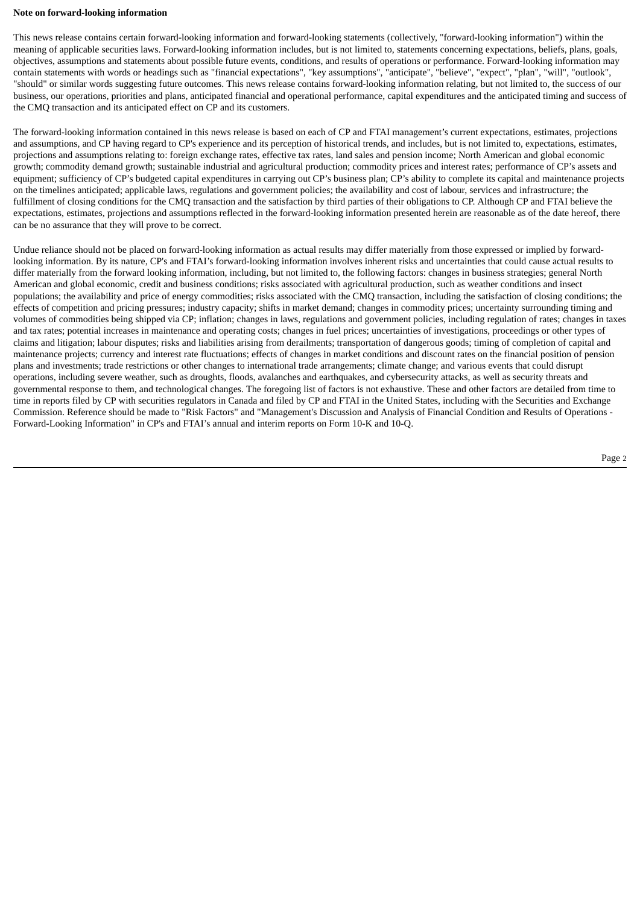**Note on forward-looking information**

This news release contains certain forward-looking information and forward-looking statements (collectively, "forward-looking information") within the meaning of applicable securities laws. Forward-looking information includes, but is not limited to, statements concerning expectations, beliefs, plans, goals, objectives, assumptions and statements about possible future events, conditions, and results of operations or performance. Forward-looking information may contain statements with words or headings such as "financial expectations", "key assumptions", "anticipate", "believe", "expect", "plan", "will", "outlook", "should" or similar words suggesting future outcomes. This news release contains forward-looking information relating, but not limited to, the success of our business, our operations, priorities and plans, anticipated financial and operational performance, capital expenditures and the anticipated timing and success of the CMQ transaction and its anticipated effect on CP and its customers.

The forward-looking information contained in this news release is based on each of CP and FTAI management's current expectations, estimates, projections and assumptions, and CP having regard to CP's experience and its perception of historical trends, and includes, but is not limited to, expectations, estimates, projections and assumptions relating to: foreign exchange rates, effective tax rates, land sales and pension income; North American and global economic growth; commodity demand growth; sustainable industrial and agricultural production; commodity prices and interest rates; performance of CP's assets and equipment; sufficiency of CP's budgeted capital expenditures in carrying out CP's business plan; CP's ability to complete its capital and maintenance projects on the timelines anticipated; applicable laws, regulations and government policies; the availability and cost of labour, services and infrastructure; the fulfillment of closing conditions for the CMQ transaction and the satisfaction by third parties of their obligations to CP. Although CP and FTAI believe the expectations, estimates, projections and assumptions reflected in the forward-looking information presented herein are reasonable as of the date hereof, there can be no assurance that they will prove to be correct.

Undue reliance should not be placed on forward-looking information as actual results may differ materially from those expressed or implied by forward-looking information. By its nature, CP's and FTAI's forward-looking information involves inherent risks and uncertainties that could cause actual results to differ materially from the forward looking information, including, but not limited to, the following factors: changes in business strategies; general North American and global economic, credit and business conditions; risks associated with agricultural production, such as weather conditions and insect populations; the availability and price of energy commodities; risks associated with the CMQ transaction, including the satisfaction of closing conditions; the effects of competition and pricing pressures; industry capacity; shifts in market demand; changes in commodity prices; uncertainty surrounding timing and volumes of commodities being shipped via CP; inflation; changes in laws, regulations and government policies, including regulation of rates; changes in taxes and tax rates; potential increases in maintenance and operating costs; changes in fuel prices; uncertainties of investigations, proceedings or other types of claims and litigation; labour disputes; risks and liabilities arising from derailments; transportation of dangerous goods; timing of completion of capital and maintenance projects; currency and interest rate fluctuations; effects of changes in market conditions and discount rates on the financial position of pension plans and investments; trade restrictions or other changes to international trade arrangements; climate change; and various events that could disrupt operations, including severe weather, such as droughts, floods, avalanches and earthquakes, and cybersecurity attacks, as well as security threats and governmental response to them, and technological changes. The foregoing list of factors is not exhaustive. These and other factors are detailed from time to time in reports filed by CP with securities regulators in Canada and filed by CP and FTAI in the United States, including with the Securities and Exchange Commission. Reference should be made to "Risk Factors" and "Management's Discussion and Analysis of Financial Condition and Results of Operations - Forward-Looking Information" in CP's and FTAI's annual and interim reports on Form 10-K and 10-Q.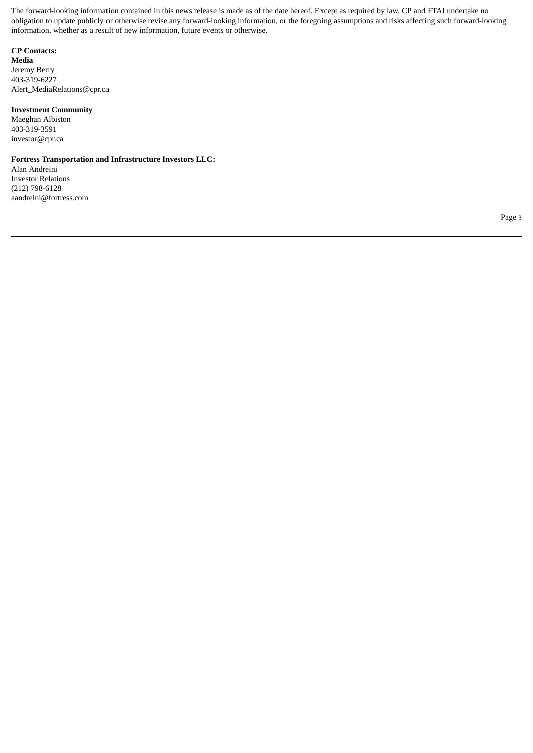The forward-looking information contained in this news release is made as of the date hereof. Except as required by law, CP and FTAI undertake no obligation to update publicly or otherwise revise any forward-looking information, or the foregoing assumptions and risks affecting such forward-looking information, whether as a result of new information, future events or otherwise.

**CP Contacts:**
**Media**
Jeremy Berry
403-319-6227
Alert_MediaRelations@cpr.ca

**Investment Community**
Maeghan Albiston
403-319-3591
investor@cpr.ca

**Fortress Transportation and Infrastructure Investors LLC:**
Alan Andreini
Investor Relations
(212) 798-6128
aandreini@fortress.com